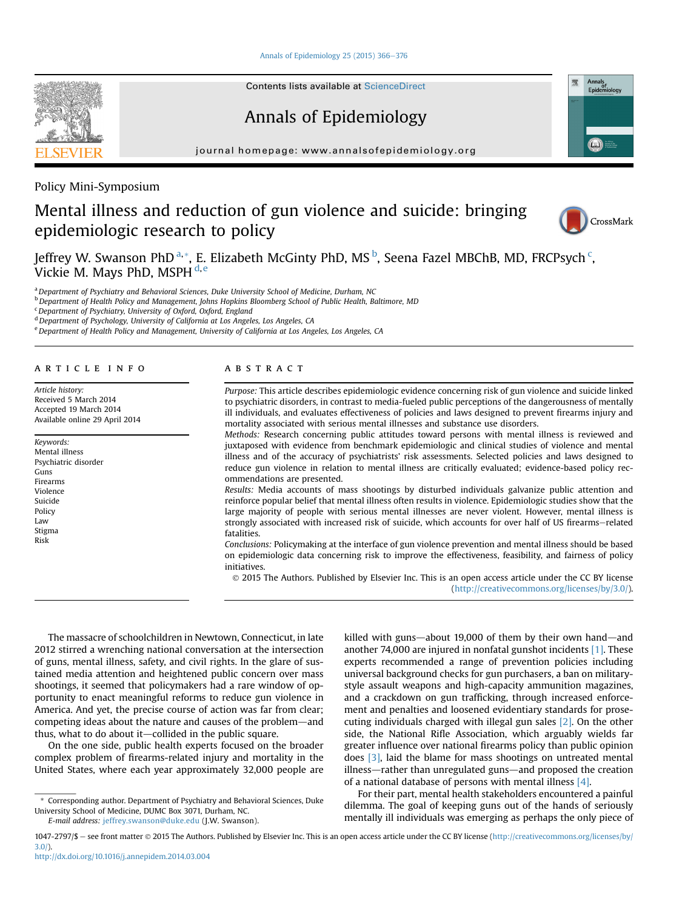Policy Mini-Symposium

# Mental illness and reduction of gun violence and suicide: bringing epidemiologic research to policy

Jeffrey W. Swanson PhD [a,*], E. Elizabeth McGinty PhD, MS [b], Seena Fazel MBChB, MD, FRCPsych [c], Vickie M. Mays PhD, MSPH [d,e]

[a] Department of Psychiatry and Behavioral Sciences, Duke University School of Medicine, Durham, NC
[b] Department of Health Policy and Management, Johns Hopkins Bloomberg School of Public Health, Baltimore, MD
[c] Department of Psychiatry, University of Oxford, Oxford, England
[d] Department of Psychology, University of California at Los Angeles, Los Angeles, CA
[e] Department of Health Policy and Management, University of California at Los Angeles, Los Angeles, CA

## ARTICLE INFO

*Article history:*
Received 5 March 2014
Accepted 19 March 2014
Available online 29 April 2014

*Keywords:*
Mental illness
Psychiatric disorder
Guns
Firearms
Violence
Suicide
Policy
Law
Stigma
Risk

## ABSTRACT

*Purpose:* This article describes epidemiologic evidence concerning risk of gun violence and suicide linked to psychiatric disorders, in contrast to media-fueled public perceptions of the dangerousness of mentally ill individuals, and evaluates effectiveness of policies and laws designed to prevent firearms injury and mortality associated with serious mental illnesses and substance use disorders.

*Methods:* Research concerning public attitudes toward persons with mental illness is reviewed and juxtaposed with evidence from benchmark epidemiologic and clinical studies of violence and mental illness and of the accuracy of psychiatrists' risk assessments. Selected policies and laws designed to reduce gun violence in relation to mental illness are critically evaluated; evidence-based policy recommendations are presented.

*Results:* Media accounts of mass shootings by disturbed individuals galvanize public attention and reinforce popular belief that mental illness often results in violence. Epidemiologic studies show that the large majority of people with serious mental illnesses are never violent. However, mental illness is strongly associated with increased risk of suicide, which accounts for over half of US firearms–related fatalities.

*Conclusions:* Policymaking at the interface of gun violence prevention and mental illness should be based on epidemiologic data concerning risk to improve the effectiveness, feasibility, and fairness of policy initiatives.

© 2015 The Authors. Published by Elsevier Inc. This is an open access article under the CC BY license (http://creativecommons.org/licenses/by/3.0/).

The massacre of schoolchildren in Newtown, Connecticut, in late 2012 stirred a wrenching national conversation at the intersection of guns, mental illness, safety, and civil rights. In the glare of sustained media attention and heightened public concern over mass shootings, it seemed that policymakers had a rare window of opportunity to enact meaningful reforms to reduce gun violence in America. And yet, the precise course of action was far from clear; competing ideas about the nature and causes of the problem—and thus, what to do about it—collided in the public square.

On the one side, public health experts focused on the broader complex problem of firearms-related injury and mortality in the United States, where each year approximately 32,000 people are killed with guns—about 19,000 of them by their own hand—and another 74,000 are injured in nonfatal gunshot incidents [1]. These experts recommended a range of prevention policies including universal background checks for gun purchasers, a ban on military-style assault weapons and high-capacity ammunition magazines, and a crackdown on gun trafficking, through increased enforcement and penalties and loosened evidentiary standards for prosecuting individuals charged with illegal gun sales [2]. On the other side, the National Rifle Association, which arguably wields far greater influence over national firearms policy than public opinion does [3], laid the blame for mass shootings on untreated mental illness—rather than unregulated guns—and proposed the creation of a national database of persons with mental illness [4].

For their part, mental health stakeholders encountered a painful dilemma. The goal of keeping guns out of the hands of seriously mentally ill individuals was emerging as perhaps the only piece of

\* Corresponding author. Department of Psychiatry and Behavioral Sciences, Duke University School of Medicine, DUMC Box 3071, Durham, NC.
*E-mail address:* jeffrey.swanson@duke.edu (J.W. Swanson).

1047-2797/$ – see front matter © 2015 The Authors. Published by Elsevier Inc. This is an open access article under the CC BY license (http://creativecommons.org/licenses/by/3.0/).
http://dx.doi.org/10.1016/j.annepidem.2014.03.004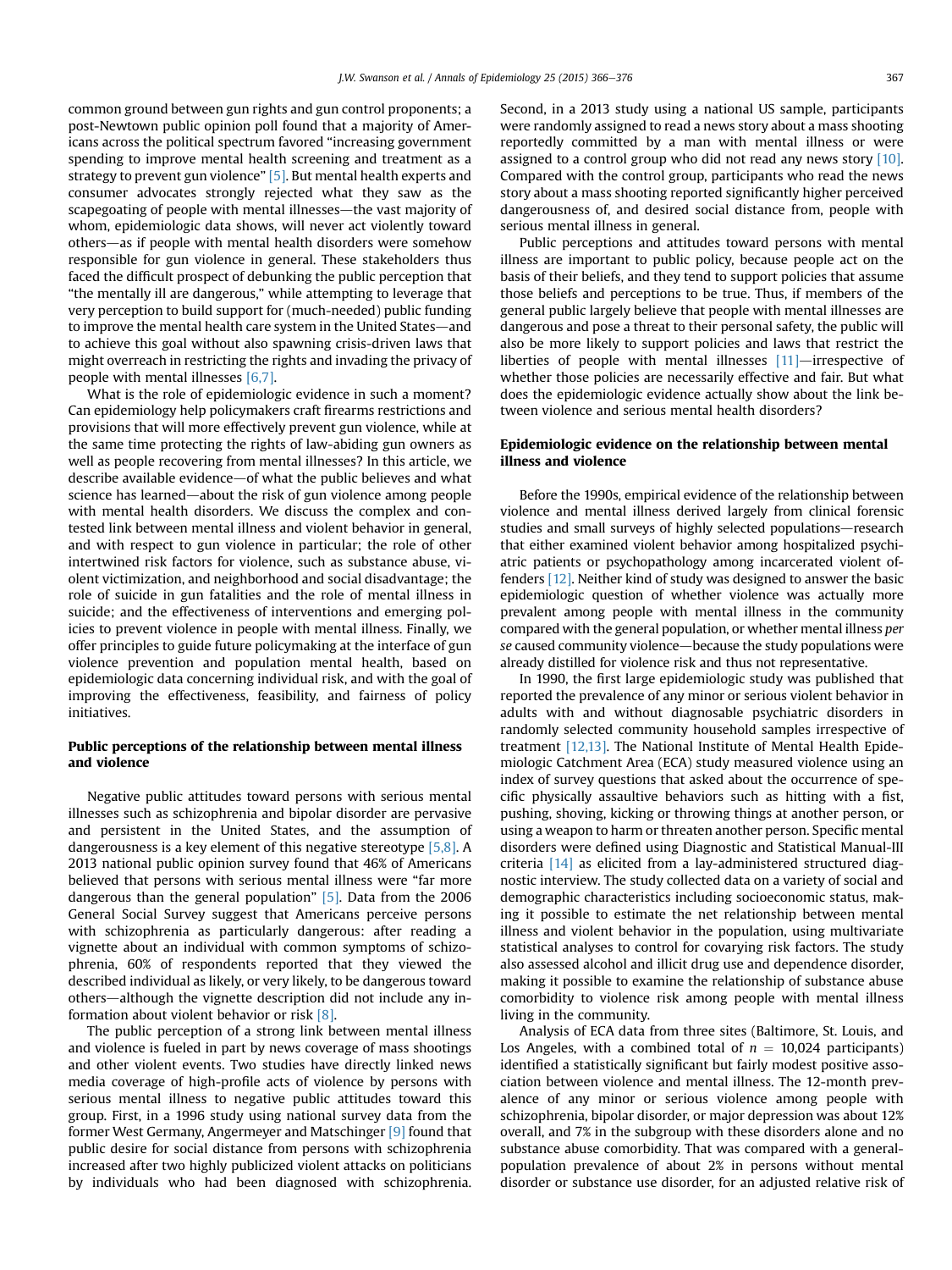common ground between gun rights and gun control proponents; a post-Newtown public opinion poll found that a majority of Americans across the political spectrum favored "increasing government spending to improve mental health screening and treatment as a strategy to prevent gun violence" [5]. But mental health experts and consumer advocates strongly rejected what they saw as the scapegoating of people with mental illnesses—the vast majority of whom, epidemiologic data shows, will never act violently toward others—as if people with mental health disorders were somehow responsible for gun violence in general. These stakeholders thus faced the difficult prospect of debunking the public perception that "the mentally ill are dangerous," while attempting to leverage that very perception to build support for (much-needed) public funding to improve the mental health care system in the United States—and to achieve this goal without also spawning crisis-driven laws that might overreach in restricting the rights and invading the privacy of people with mental illnesses [6,7].

What is the role of epidemiologic evidence in such a moment? Can epidemiology help policymakers craft firearms restrictions and provisions that will more effectively prevent gun violence, while at the same time protecting the rights of law-abiding gun owners as well as people recovering from mental illnesses? In this article, we describe available evidence—of what the public believes and what science has learned—about the risk of gun violence among people with mental health disorders. We discuss the complex and contested link between mental illness and violent behavior in general, and with respect to gun violence in particular; the role of other intertwined risk factors for violence, such as substance abuse, violent victimization, and neighborhood and social disadvantage; the role of suicide in gun fatalities and the role of mental illness in suicide; and the effectiveness of interventions and emerging policies to prevent violence in people with mental illness. Finally, we offer principles to guide future policymaking at the interface of gun violence prevention and population mental health, based on epidemiologic data concerning individual risk, and with the goal of improving the effectiveness, feasibility, and fairness of policy initiatives.

## Public perceptions of the relationship between mental illness and violence

Negative public attitudes toward persons with serious mental illnesses such as schizophrenia and bipolar disorder are pervasive and persistent in the United States, and the assumption of dangerousness is a key element of this negative stereotype [5,8]. A 2013 national public opinion survey found that 46% of Americans believed that persons with serious mental illness were "far more dangerous than the general population" [5]. Data from the 2006 General Social Survey suggest that Americans perceive persons with schizophrenia as particularly dangerous: after reading a vignette about an individual with common symptoms of schizophrenia, 60% of respondents reported that they viewed the described individual as likely, or very likely, to be dangerous toward others—although the vignette description did not include any information about violent behavior or risk [8].

The public perception of a strong link between mental illness and violence is fueled in part by news coverage of mass shootings and other violent events. Two studies have directly linked news media coverage of high-profile acts of violence by persons with serious mental illness to negative public attitudes toward this group. First, in a 1996 study using national survey data from the former West Germany, Angermeyer and Matschinger [9] found that public desire for social distance from persons with schizophrenia increased after two highly publicized violent attacks on politicians by individuals who had been diagnosed with schizophrenia. Second, in a 2013 study using a national US sample, participants were randomly assigned to read a news story about a mass shooting reportedly committed by a man with mental illness or were assigned to a control group who did not read any news story [10]. Compared with the control group, participants who read the news story about a mass shooting reported significantly higher perceived dangerousness of, and desired social distance from, people with serious mental illness in general.

Public perceptions and attitudes toward persons with mental illness are important to public policy, because people act on the basis of their beliefs, and they tend to support policies that assume those beliefs and perceptions to be true. Thus, if members of the general public largely believe that people with mental illnesses are dangerous and pose a threat to their personal safety, the public will also be more likely to support policies and laws that restrict the liberties of people with mental illnesses [11]—irrespective of whether those policies are necessarily effective and fair. But what does the epidemiologic evidence actually show about the link between violence and serious mental health disorders?

## Epidemiologic evidence on the relationship between mental illness and violence

Before the 1990s, empirical evidence of the relationship between violence and mental illness derived largely from clinical forensic studies and small surveys of highly selected populations—research that either examined violent behavior among hospitalized psychiatric patients or psychopathology among incarcerated violent offenders [12]. Neither kind of study was designed to answer the basic epidemiologic question of whether violence was actually more prevalent among people with mental illness in the community compared with the general population, or whether mental illness *per se* caused community violence—because the study populations were already distilled for violence risk and thus not representative.

In 1990, the first large epidemiologic study was published that reported the prevalence of any minor or serious violent behavior in adults with and without diagnosable psychiatric disorders in randomly selected community household samples irrespective of treatment [12,13]. The National Institute of Mental Health Epidemiologic Catchment Area (ECA) study measured violence using an index of survey questions that asked about the occurrence of specific physically assaultive behaviors such as hitting with a fist, pushing, shoving, kicking or throwing things at another person, or using a weapon to harm or threaten another person. Specific mental disorders were defined using Diagnostic and Statistical Manual-III criteria [14] as elicited from a lay-administered structured diagnostic interview. The study collected data on a variety of social and demographic characteristics including socioeconomic status, making it possible to estimate the net relationship between mental illness and violent behavior in the population, using multivariate statistical analyses to control for covarying risk factors. The study also assessed alcohol and illicit drug use and dependence disorder, making it possible to examine the relationship of substance abuse comorbidity to violence risk among people with mental illness living in the community.

Analysis of ECA data from three sites (Baltimore, St. Louis, and Los Angeles, with a combined total of $n = 10,024$ participants) identified a statistically significant but fairly modest positive association between violence and mental illness. The 12-month prevalence of any minor or serious violence among people with schizophrenia, bipolar disorder, or major depression was about 12% overall, and 7% in the subgroup with these disorders alone and no substance abuse comorbidity. That was compared with a general-population prevalence of about 2% in persons without mental disorder or substance use disorder, for an adjusted relative risk of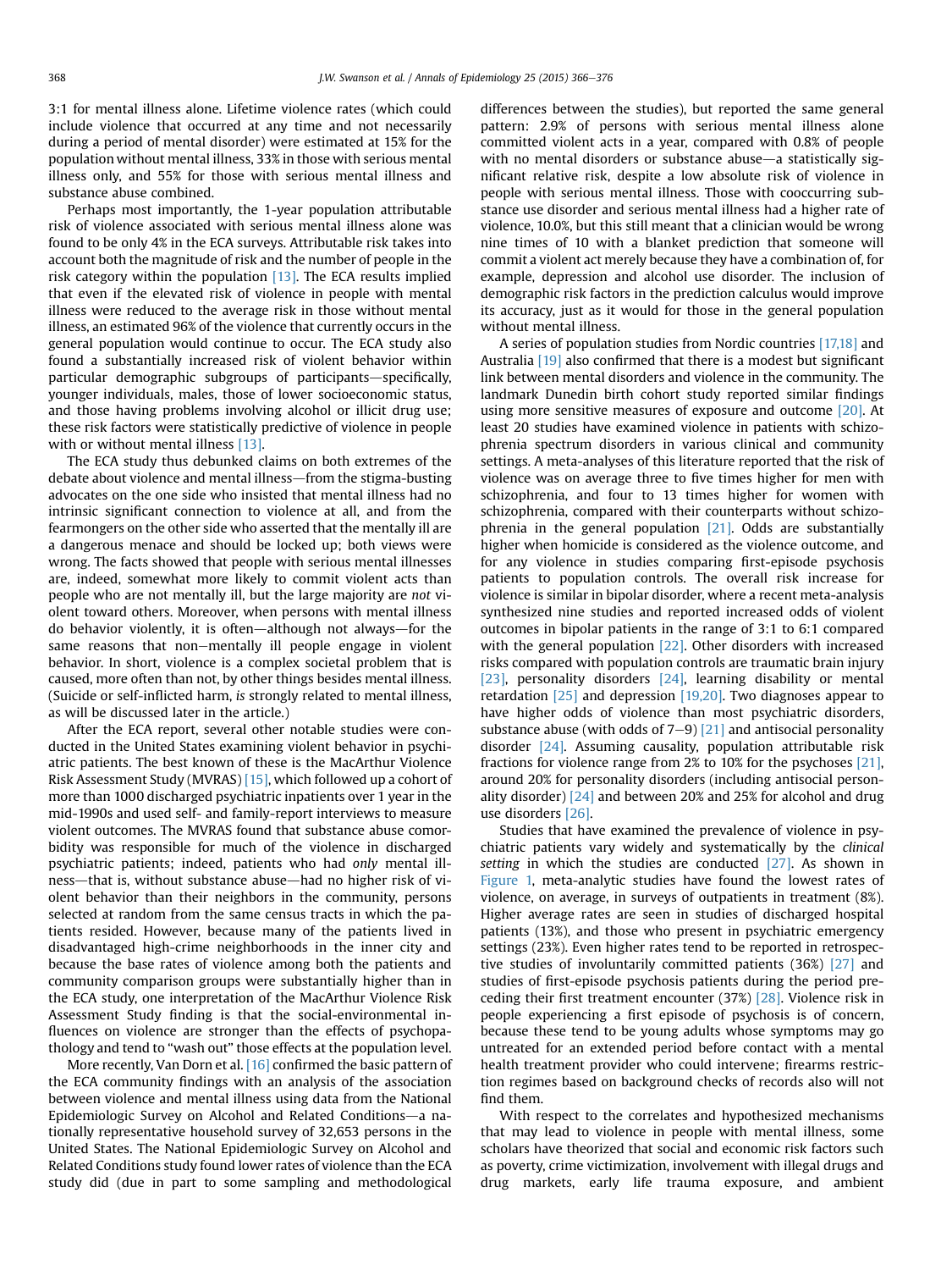3:1 for mental illness alone. Lifetime violence rates (which could include violence that occurred at any time and not necessarily during a period of mental disorder) were estimated at 15% for the population without mental illness, 33% in those with serious mental illness only, and 55% for those with serious mental illness and substance abuse combined.

Perhaps most importantly, the 1-year population attributable risk of violence associated with serious mental illness alone was found to be only 4% in the ECA surveys. Attributable risk takes into account both the magnitude of risk and the number of people in the risk category within the population [13]. The ECA results implied that even if the elevated risk of violence in people with mental illness were reduced to the average risk in those without mental illness, an estimated 96% of the violence that currently occurs in the general population would continue to occur. The ECA study also found a substantially increased risk of violent behavior within particular demographic subgroups of participants—specifically, younger individuals, males, those of lower socioeconomic status, and those having problems involving alcohol or illicit drug use; these risk factors were statistically predictive of violence in people with or without mental illness [13].

The ECA study thus debunked claims on both extremes of the debate about violence and mental illness—from the stigma-busting advocates on the one side who insisted that mental illness had no intrinsic significant connection to violence at all, and from the fearmongers on the other side who asserted that the mentally ill are a dangerous menace and should be locked up; both views were wrong. The facts showed that people with serious mental illnesses are, indeed, somewhat more likely to commit violent acts than people who are not mentally ill, but the large majority are *not* violent toward others. Moreover, when persons with mental illness do behave violently, it is often—although not always—for the same reasons that non–mentally ill people engage in violent behavior. In short, violence is a complex societal problem that is caused, more often than not, by other things besides mental illness. (Suicide or self-inflicted harm, *is* strongly related to mental illness, as will be discussed later in the article.)

After the ECA report, several other notable studies were conducted in the United States examining violent behavior in psychiatric patients. The best known of these is the MacArthur Violence Risk Assessment Study (MVRAS) [15], which followed up a cohort of more than 1000 discharged psychiatric inpatients over 1 year in the mid-1990s and used self- and family-report interviews to measure violent outcomes. The MVRAS found that substance abuse comorbidity was responsible for much of the violence in discharged psychiatric patients; indeed, patients who had *only* mental illness—that is, without substance abuse—had no higher risk of violent behavior than their neighbors in the community, persons selected at random from the same census tracts in which the patients resided. However, because many of the patients lived in disadvantaged high-crime neighborhoods in the inner city and because the base rates of violence among both the patients and community comparison groups were substantially higher than in the ECA study, one interpretation of the MacArthur Violence Risk Assessment Study finding is that the social-environmental influences on violence are stronger than the effects of psychopathology and tend to "wash out" those effects at the population level.

More recently, Van Dorn et al. [16] confirmed the basic pattern of the ECA community findings with an analysis of the association between violence and mental illness using data from the National Epidemiologic Survey on Alcohol and Related Conditions—a nationally representative household survey of 32,653 persons in the United States. The National Epidemiologic Survey on Alcohol and Related Conditions study found lower rates of violence than the ECA study did (due in part to some sampling and methodological differences between the studies), but reported the same general pattern: 2.9% of persons with serious mental illness alone committed violent acts in a year, compared with 0.8% of people with no mental disorders or substance abuse—a statistically significant relative risk, despite a low absolute risk of violence in people with serious mental illness. Those with cooccurring substance use disorder and serious mental illness had a higher rate of violence, 10.0%, but this still meant that a clinician would be wrong nine times of 10 with a blanket prediction that someone will commit a violent act merely because they have a combination of, for example, depression and alcohol use disorder. The inclusion of demographic risk factors in the prediction calculus would improve its accuracy, just as it would for those in the general population without mental illness.

A series of population studies from Nordic countries [17,18] and Australia [19] also confirmed that there is a modest but significant link between mental disorders and violence in the community. The landmark Dunedin birth cohort study reported similar findings using more sensitive measures of exposure and outcome [20]. At least 20 studies have examined violence in patients with schizophrenia spectrum disorders in various clinical and community settings. A meta-analyses of this literature reported that the risk of violence was on average three to five times higher for men with schizophrenia, and four to 13 times higher for women with schizophrenia, compared with their counterparts without schizophrenia in the general population [21]. Odds are substantially higher when homicide is considered as the violence outcome, and for any violence in studies comparing first-episode psychosis patients to population controls. The overall risk increase for violence is similar in bipolar disorder, where a recent meta-analysis synthesized nine studies and reported increased odds of violent outcomes in bipolar patients in the range of 3:1 to 6:1 compared with the general population [22]. Other disorders with increased risks compared with population controls are traumatic brain injury [23], personality disorders [24], learning disability or mental retardation [25] and depression [19,20]. Two diagnoses appear to have higher odds of violence than most psychiatric disorders, substance abuse (with odds of 7–9) [21] and antisocial personality disorder [24]. Assuming causality, population attributable risk fractions for violence range from 2% to 10% for the psychoses [21], around 20% for personality disorders (including antisocial personality disorder) [24] and between 20% and 25% for alcohol and drug use disorders [26].

Studies that have examined the prevalence of violence in psychiatric patients vary widely and systematically by the *clinical setting* in which the studies are conducted [27]. As shown in Figure 1, meta-analytic studies have found the lowest rates of violence, on average, in surveys of outpatients in treatment (8%). Higher average rates are seen in studies of discharged hospital patients (13%), and those who present in psychiatric emergency settings (23%). Even higher rates tend to be reported in retrospective studies of involuntarily committed patients (36%) [27] and studies of first-episode psychosis patients during the period preceding their first treatment encounter (37%) [28]. Violence risk in people experiencing a first episode of psychosis is of concern, because these tend to be young adults whose symptoms may go untreated for an extended period before contact with a mental health treatment provider who could intervene; firearms restriction regimes based on background checks of records also will not find them.

With respect to the correlates and hypothesized mechanisms that may lead to violence in people with mental illness, some scholars have theorized that social and economic risk factors such as poverty, crime victimization, involvement with illegal drugs and drug markets, early life trauma exposure, and ambient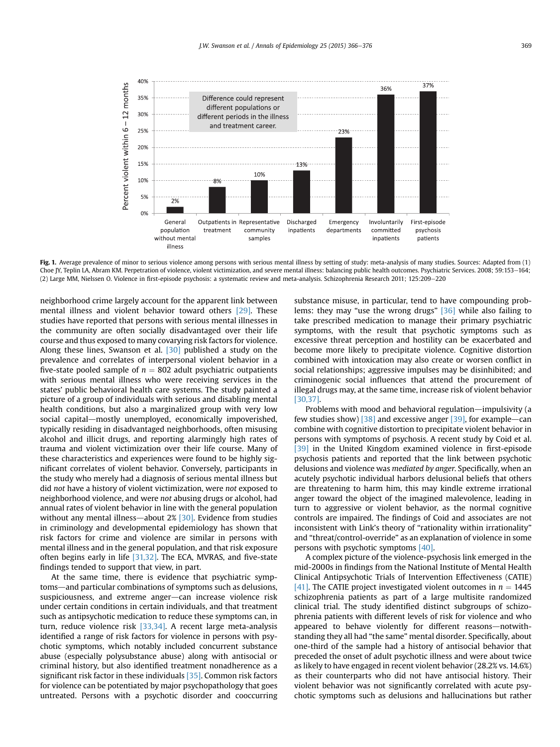Fig. 1. Average prevalence of minor to serious violence among persons with serious mental illness by setting of study: meta-analysis of many studies. Sources: Adapted from (1) Choe JY, Teplin LA, Abram KM. Perpetration of violence, violent victimization, and severe mental illness: balancing public health outcomes. Psychiatric Services. 2008; 59:153–164; (2) Large MM, Nielssen O. Violence in first-episode psychosis: a systematic review and meta-analysis. Schizophrenia Research 2011; 125:209–220

neighborhood crime largely account for the apparent link between mental illness and violent behavior toward others [29]. These studies have reported that persons with serious mental illnesses in the community are often socially disadvantaged over their life course and thus exposed to many covarying risk factors for violence. Along these lines, Swanson et al. [30] published a study on the prevalence and correlates of interpersonal violent behavior in a five-state pooled sample of $n = 802$ adult psychiatric outpatients with serious mental illness who were receiving services in the states' public behavioral health care systems. The study painted a picture of a group of individuals with serious and disabling mental health conditions, but also a marginalized group with very low social capital—mostly unemployed, economically impoverished, typically residing in disadvantaged neighborhoods, often misusing alcohol and illicit drugs, and reporting alarmingly high rates of trauma and violent victimization over their life course. Many of these characteristics and experiences were found to be highly significant correlates of violent behavior. Conversely, participants in the study who merely had a diagnosis of serious mental illness but did *not* have a history of violent victimization, were *not* exposed to neighborhood violence, and were *not* abusing drugs or alcohol, had annual rates of violent behavior in line with the general population without any mental illness—about 2% [30]. Evidence from studies in criminology and developmental epidemiology has shown that risk factors for crime and violence are similar in persons with mental illness and in the general population, and that risk exposure often begins early in life [31,32]. The ECA, MVRAS, and five-state findings tended to support that view, in part.

At the same time, there is evidence that psychiatric symptoms—and particular combinations of symptoms such as delusions, suspiciousness, and extreme anger—can increase violence risk under certain conditions in certain individuals, and that treatment such as antipsychotic medication to reduce these symptoms can, in turn, reduce violence risk [33,34]. A recent large meta-analysis identified a range of risk factors for violence in persons with psychotic symptoms, which notably included concurrent substance abuse (especially polysubstance abuse) along with antisocial or criminal history, but also identified treatment nonadherence as a significant risk factor in these individuals [35]. Common risk factors for violence can be potentiated by major psychopathology that goes untreated. Persons with a psychotic disorder and cooccurring substance misuse, in particular, tend to have compounding problems: they may "use the wrong drugs" [36] while also failing to take prescribed medication to manage their primary psychiatric symptoms, with the result that psychotic symptoms such as excessive threat perception and hostility can be exacerbated and become more likely to precipitate violence. Cognitive distortion combined with intoxication may also create or worsen conflict in social relationships; aggressive impulses may be disinhibited; and criminogenic social influences that attend the procurement of illegal drugs may, at the same time, increase risk of violent behavior [30,37].

Problems with mood and behavioral regulation—impulsivity (a few studies show) [38] and excessive anger [39], for example—can combine with cognitive distortion to precipitate violent behavior in persons with symptoms of psychosis. A recent study by Coid et al. [39] in the United Kingdom examined violence in first-episode psychosis patients and reported that the link between psychotic delusions and violence was *mediated by anger*. Specifically, when an acutely psychotic individual harbors delusional beliefs that others are threatening to harm him, this may kindle extreme irrational anger toward the object of the imagined malevolence, leading in turn to aggressive or violent behavior, as the normal cognitive controls are impaired. The findings of Coid and associates are not inconsistent with Link's theory of "rationality within irrationality" and "threat/control-override" as an explanation of violence in some persons with psychotic symptoms [40].

A complex picture of the violence-psychosis link emerged in the mid-2000s in findings from the National Institute of Mental Health Clinical Antipsychotic Trials of Intervention Effectiveness (CATIE) [41]. The CATIE project investigated violent outcomes in $n = 1445$ schizophrenia patients as part of a large multisite randomized clinical trial. The study identified distinct subgroups of schizophrenia patients with different levels of risk for violence and who appeared to behave violently for different reasons—notwithstanding they all had "the same" mental disorder. Specifically, about one-third of the sample had a history of antisocial behavior that preceded the onset of adult psychotic illness and were about twice as likely to have engaged in recent violent behavior (28.2% vs. 14.6%) as their counterparts who did not have antisocial history. Their violent behavior was not significantly correlated with acute psychotic symptoms such as delusions and hallucinations but rather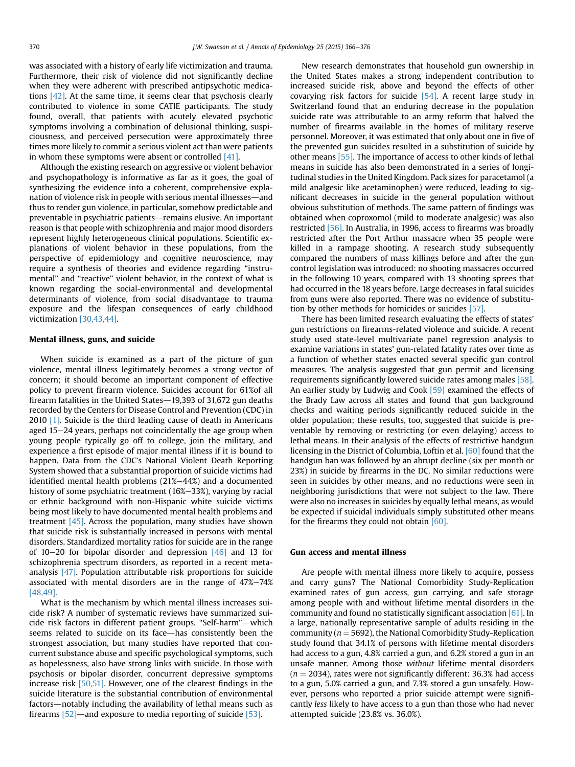was associated with a history of early life victimization and trauma. Furthermore, their risk of violence did not significantly decline when they were adherent with prescribed antipsychotic medications [42]. At the same time, it seems clear that psychosis clearly contributed to violence in some CATIE participants. The study found, overall, that patients with acutely elevated psychotic symptoms involving a combination of delusional thinking, suspiciousness, and perceived persecution were approximately three times more likely to commit a serious violent act than were patients in whom these symptoms were absent or controlled [41].

Although the existing research on aggressive or violent behavior and psychopathology is informative as far as it goes, the goal of synthesizing the evidence into a coherent, comprehensive explanation of violence risk in people with serious mental illnesses—and thus to render gun violence, in particular, somehow predictable and preventable in psychiatric patients—remains elusive. An important reason is that people with schizophrenia and major mood disorders represent highly heterogeneous clinical populations. Scientific explanations of violent behavior in these populations, from the perspective of epidemiology and cognitive neuroscience, may require a synthesis of theories and evidence regarding "instrumental" and "reactive" violent behavior, in the context of what is known regarding the social-environmental and developmental determinants of violence, from social disadvantage to trauma exposure and the lifespan consequences of early childhood victimization [30,43,44].

## Mental illness, guns, and suicide

When suicide is examined as a part of the picture of gun violence, mental illness legitimately becomes a strong vector of concern; it should become an important component of effective policy to prevent firearm violence. Suicides account for 61%of all firearm fatalities in the United States—19,393 of 31,672 gun deaths recorded by the Centers for Disease Control and Prevention (CDC) in 2010 [1]. Suicide is the third leading cause of death in Americans aged 15–24 years, perhaps not coincidentally the age group when young people typically go off to college, join the military, and experience a first episode of major mental illness if it is bound to happen. Data from the CDC's National Violent Death Reporting System showed that a substantial proportion of suicide victims had identified mental health problems (21%–44%) and a documented history of some psychiatric treatment (16%–33%), varying by racial or ethnic background with non-Hispanic white suicide victims being most likely to have documented mental health problems and treatment [45]. Across the population, many studies have shown that suicide risk is substantially increased in persons with mental disorders. Standardized mortality ratios for suicide are in the range of 10–20 for bipolar disorder and depression [46] and 13 for schizophrenia spectrum disorders, as reported in a recent meta-analysis [47]. Population attributable risk proportions for suicide associated with mental disorders are in the range of 47%–74% [48,49].

What is the mechanism by which mental illness increases suicide risk? A number of systematic reviews have summarized suicide risk factors in different patient groups. "Self-harm"—which seems related to suicide on its face—has consistently been the strongest association, but many studies have reported that concurrent substance abuse and specific psychological symptoms, such as hopelessness, also have strong links with suicide. In those with psychosis or bipolar disorder, concurrent depressive symptoms increase risk [50,51]. However, one of the clearest findings in the suicide literature is the substantial contribution of environmental factors—notably including the availability of lethal means such as firearms [52]—and exposure to media reporting of suicide [53].

New research demonstrates that household gun ownership in the United States makes a strong independent contribution to increased suicide risk, above and beyond the effects of other covarying risk factors for suicide [54]. A recent large study in Switzerland found that an enduring decrease in the population suicide rate was attributable to an army reform that halved the number of firearms available in the homes of military reserve personnel. Moreover, it was estimated that only about one in five of the prevented gun suicides resulted in a substitution of suicide by other means [55]. The importance of access to other kinds of lethal means in suicide has also been demonstrated in a series of longitudinal studies in the United Kingdom. Pack sizes for paracetamol (a mild analgesic like acetaminophen) were reduced, leading to significant decreases in suicide in the general population without obvious substitution of methods. The same pattern of findings was obtained when coproxomol (mild to moderate analgesic) was also restricted [56]. In Australia, in 1996, access to firearms was broadly restricted after the Port Arthur massacre when 35 people were killed in a rampage shooting. A research study subsequently compared the numbers of mass killings before and after the gun control legislation was introduced: no shooting massacres occurred in the following 10 years, compared with 13 shooting sprees that had occurred in the 18 years before. Large decreases in fatal suicides from guns were also reported. There was no evidence of substitution by other methods for homicides or suicides [57].

There has been limited research evaluating the effects of states' gun restrictions on firearms-related violence and suicide. A recent study used state-level multivariate panel regression analysis to examine variations in states' gun-related fatality rates over time as a function of whether states enacted several specific gun control measures. The analysis suggested that gun permit and licensing requirements significantly lowered suicide rates among males [58]. An earlier study by Ludwig and Cook [59] examined the effects of the Brady Law across all states and found that gun background checks and waiting periods significantly reduced suicide in the older population; these results, too, suggested that suicide is preventable by removing or restricting (or even delaying) access to lethal means. In their analysis of the effects of restrictive handgun licensing in the District of Columbia, Loftin et al. [60] found that the handgun ban was followed by an abrupt decline (six per month or 23%) in suicide by firearms in the DC. No similar reductions were seen in suicides by other means, and no reductions were seen in neighboring jurisdictions that were not subject to the law. There were also no increases in suicides by equally lethal means, as would be expected if suicidal individuals simply substituted other means for the firearms they could not obtain [60].

## Gun access and mental illness

Are people with mental illness more likely to acquire, possess and carry guns? The National Comorbidity Study-Replication examined rates of gun access, gun carrying, and safe storage among people with and without lifetime mental disorders in the community and found no statistically significant association [61]. In a large, nationally representative sample of adults residing in the community ($n = 5692$), the National Comorbidity Study-Replication study found that 34.1% of persons with lifetime mental disorders had access to a gun, 4.8% carried a gun, and 6.2% stored a gun in an unsafe manner. Among those *without* lifetime mental disorders ($n = 2034$), rates were not significantly different: 36.3% had access to a gun, 5.0% carried a gun, and 7.3% stored a gun unsafely. However, persons who reported a prior suicide attempt were significantly *less* likely to have access to a gun than those who had never attempted suicide (23.8% vs. 36.0%).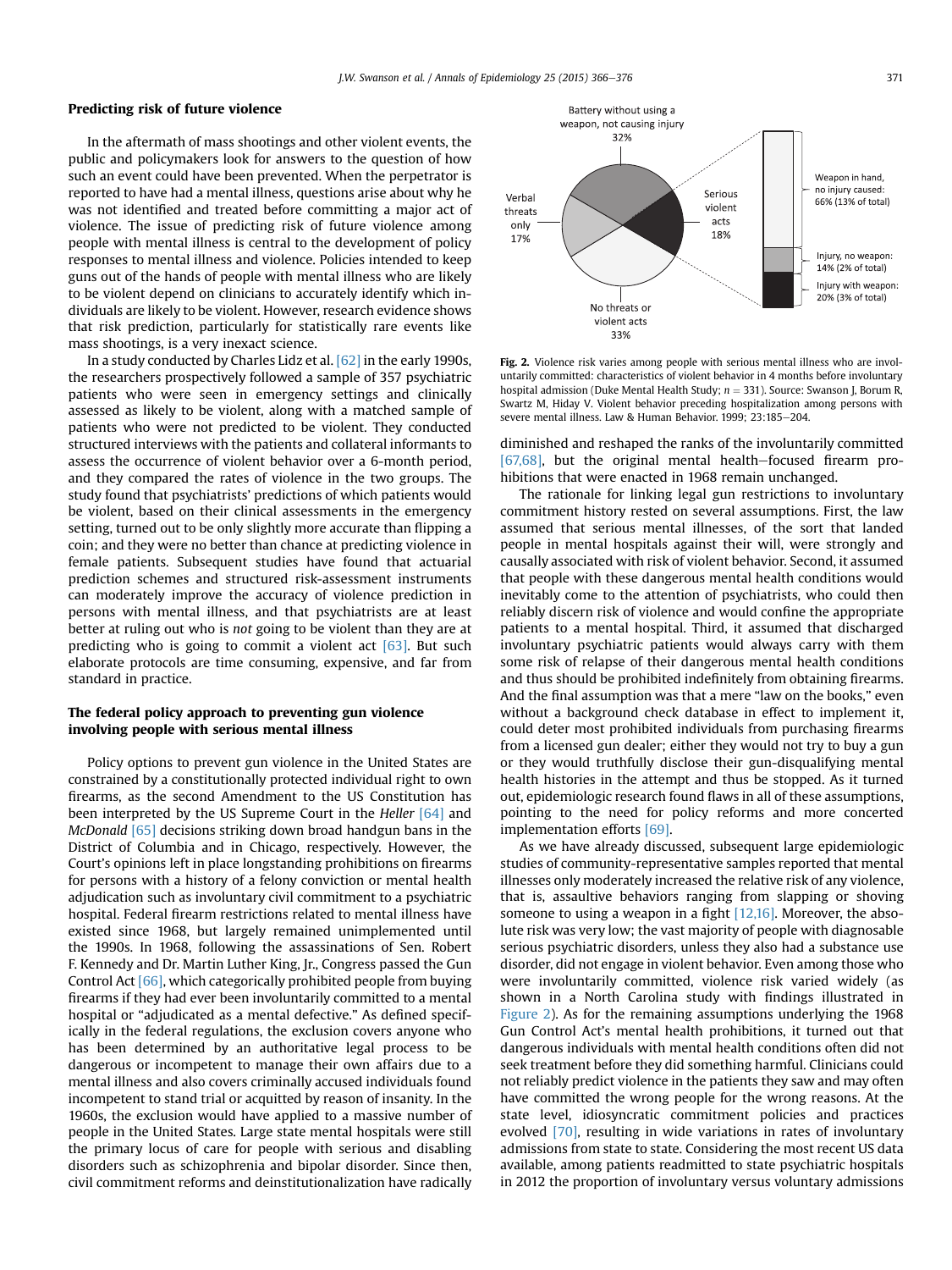## Predicting risk of future violence

In the aftermath of mass shootings and other violent events, the public and policymakers look for answers to the question of how such an event could have been prevented. When the perpetrator is reported to have had a mental illness, questions arise about why he was not identified and treated before committing a major act of violence. The issue of predicting risk of future violence among people with mental illness is central to the development of policy responses to mental illness and violence. Policies intended to keep guns out of the hands of people with mental illness who are likely to be violent depend on clinicians to accurately identify which individuals are likely to be violent. However, research evidence shows that risk prediction, particularly for statistically rare events like mass shootings, is a very inexact science.

In a study conducted by Charles Lidz et al. [62] in the early 1990s, the researchers prospectively followed a sample of 357 psychiatric patients who were seen in emergency settings and clinically assessed as likely to be violent, along with a matched sample of patients who were not predicted to be violent. They conducted structured interviews with the patients and collateral informants to assess the occurrence of violent behavior over a 6-month period, and they compared the rates of violence in the two groups. The study found that psychiatrists' predictions of which patients would be violent, based on their clinical assessments in the emergency setting, turned out to be only slightly more accurate than flipping a coin; and they were no better than chance at predicting violence in female patients. Subsequent studies have found that actuarial prediction schemes and structured risk-assessment instruments can moderately improve the accuracy of violence prediction in persons with mental illness, and that psychiatrists are at least better at ruling out who is *not* going to be violent than they are at predicting who is going to commit a violent act [63]. But such elaborate protocols are time consuming, expensive, and far from standard in practice.

## The federal policy approach to preventing gun violence involving people with serious mental illness

Policy options to prevent gun violence in the United States are constrained by a constitutionally protected individual right to own firearms, as the second Amendment to the US Constitution has been interpreted by the US Supreme Court in the *Heller* [64] and *McDonald* [65] decisions striking down broad handgun bans in the District of Columbia and in Chicago, respectively. However, the Court's opinions left in place longstanding prohibitions on firearms for persons with a history of a felony conviction or mental health adjudication such as involuntary civil commitment to a psychiatric hospital. Federal firearm restrictions related to mental illness have existed since 1968, but largely remained unimplemented until the 1990s. In 1968, following the assassinations of Sen. Robert F. Kennedy and Dr. Martin Luther King, Jr., Congress passed the Gun Control Act [66], which categorically prohibited people from buying firearms if they had ever been involuntarily committed to a mental hospital or "adjudicated as a mental defective." As defined specifically in the federal regulations, the exclusion covers anyone who has been determined by an authoritative legal process to be dangerous or incompetent to manage their own affairs due to a mental illness and also covers criminally accused individuals found incompetent to stand trial or acquitted by reason of insanity. In the 1960s, the exclusion would have applied to a massive number of people in the United States. Large state mental hospitals were still the primary locus of care for people with serious and disabling disorders such as schizophrenia and bipolar disorder. Since then, civil commitment reforms and deinstitutionalization have radically diminished and reshaped the ranks of the involuntarily committed [67,68], but the original mental health–focused firearm prohibitions that were enacted in 1968 remain unchanged.

Battery without using a weapon, not causing injury 32%; Verbal threats only 17%; Serious violent acts 18%; No threats or violent acts 33%; Weapon in hand, no injury caused: 66% (13% of total); Injury, no weapon: 14% (2% of total); Injury with weapon: 20% (3% of total)

**Fig. 2.** Violence risk varies among people with serious mental illness who are involuntarily committed: characteristics of violent behavior in 4 months before involuntary hospital admission (Duke Mental Health Study; $n = 331$). Source: Swanson J, Borum R, Swartz M, Hiday V. Violent behavior preceding hospitalization among persons with severe mental illness. Law & Human Behavior. 1999; 23:185–204.

The rationale for linking legal gun restrictions to involuntary commitment history rested on several assumptions. First, the law assumed that serious mental illnesses, of the sort that landed people in mental hospitals against their will, were strongly and causally associated with risk of violent behavior. Second, it assumed that people with these dangerous mental health conditions would inevitably come to the attention of psychiatrists, who could then reliably discern risk of violence and would confine the appropriate patients to a mental hospital. Third, it assumed that discharged involuntary psychiatric patients would always carry with them some risk of relapse of their dangerous mental health conditions and thus should be prohibited indefinitely from obtaining firearms. And the final assumption was that a mere "law on the books," even without a background check database in effect to implement it, could deter most prohibited individuals from purchasing firearms from a licensed gun dealer; either they would not try to buy a gun or they would truthfully disclose their gun-disqualifying mental health histories in the attempt and thus be stopped. As it turned out, epidemiologic research found flaws in all of these assumptions, pointing to the need for policy reforms and more concerted implementation efforts [69].

As we have already discussed, subsequent large epidemiologic studies of community-representative samples reported that mental illnesses only moderately increased the relative risk of any violence, that is, assaultive behaviors ranging from slapping or shoving someone to using a weapon in a fight [12,16]. Moreover, the absolute risk was very low; the vast majority of people with diagnosable serious psychiatric disorders, unless they also had a substance use disorder, did not engage in violent behavior. Even among those who were involuntarily committed, violence risk varied widely (as shown in a North Carolina study with findings illustrated in Figure 2). As for the remaining assumptions underlying the 1968 Gun Control Act's mental health prohibitions, it turned out that dangerous individuals with mental health conditions often did not seek treatment before they did something harmful. Clinicians could not reliably predict violence in the patients they saw and may often have committed the wrong people for the wrong reasons. At the state level, idiosyncratic commitment policies and practices evolved [70], resulting in wide variations in rates of involuntary admissions from state to state. Considering the most recent US data available, among patients readmitted to state psychiatric hospitals in 2012 the proportion of involuntary versus voluntary admissions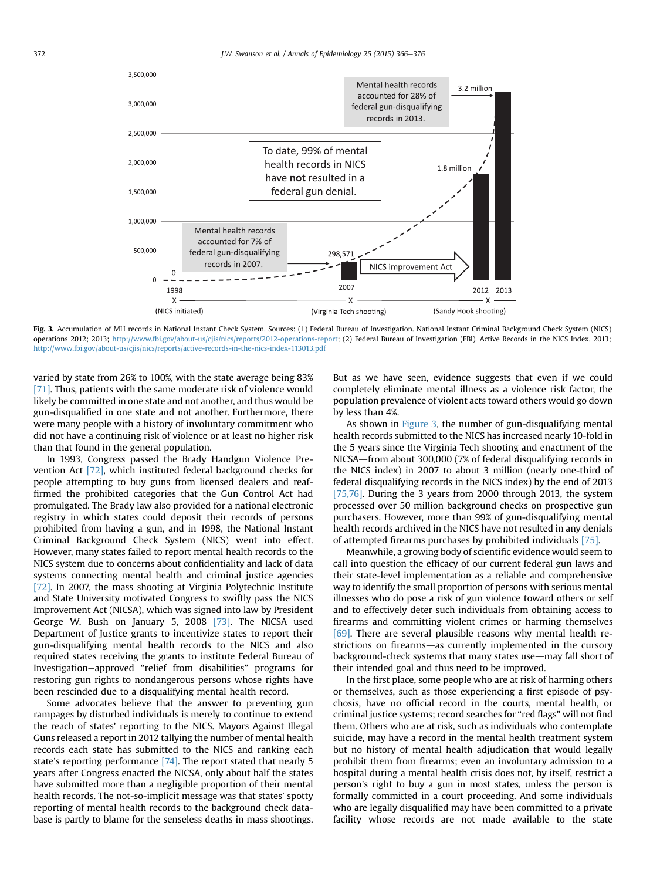Fig. 3. Accumulation of MH records in National Instant Check System. Sources: (1) Federal Bureau of Investigation. National Instant Criminal Background Check System (NICS) operations 2012; 2013; http://www.fbi.gov/about-us/cjis/nics/reports/2012-operations-report; (2) Federal Bureau of Investigation (FBI). Active Records in the NICS Index. 2013; http://www.fbi.gov/about-us/cjis/nics/reports/active-records-in-the-nics-index-113013.pdf

varied by state from 26% to 100%, with the state average being 83% [71]. Thus, patients with the same moderate risk of violence would likely be committed in one state and not another, and thus would be gun-disqualified in one state and not another. Furthermore, there were many people with a history of involuntary commitment who did not have a continuing risk of violence or at least no higher risk than that found in the general population.

In 1993, Congress passed the Brady Handgun Violence Prevention Act [72], which instituted federal background checks for people attempting to buy guns from licensed dealers and reaffirmed the prohibited categories that the Gun Control Act had promulgated. The Brady law also provided for a national electronic registry in which states could deposit their records of persons prohibited from having a gun, and in 1998, the National Instant Criminal Background Check System (NICS) went into effect. However, many states failed to report mental health records to the NICS system due to concerns about confidentiality and lack of data systems connecting mental health and criminal justice agencies [72]. In 2007, the mass shooting at Virginia Polytechnic Institute and State University motivated Congress to swiftly pass the NICS Improvement Act (NICSA), which was signed into law by President George W. Bush on January 5, 2008 [73]. The NICSA used Department of Justice grants to incentivize states to report their gun-disqualifying mental health records to the NICS and also required states receiving the grants to institute Federal Bureau of Investigation–approved "relief from disabilities" programs for restoring gun rights to nondangerous persons whose rights have been rescinded due to a disqualifying mental health record.

Some advocates believe that the answer to preventing gun rampages by disturbed individuals is merely to continue to extend the reach of states' reporting to the NICS. Mayors Against Illegal Guns released a report in 2012 tallying the number of mental health records each state has submitted to the NICS and ranking each state's reporting performance [74]. The report stated that nearly 5 years after Congress enacted the NICSA, only about half the states have submitted more than a negligible proportion of their mental health records. The not-so-implicit message was that states' spotty reporting of mental health records to the background check database is partly to blame for the senseless deaths in mass shootings. But as we have seen, evidence suggests that even if we could completely eliminate mental illness as a violence risk factor, the population prevalence of violent acts toward others would go down by less than 4%.

As shown in Figure 3, the number of gun-disqualifying mental health records submitted to the NICS has increased nearly 10-fold in the 5 years since the Virginia Tech shooting and enactment of the NICSA—from about 300,000 (7% of federal disqualifying records in the NICS index) in 2007 to about 3 million (nearly one-third of federal disqualifying records in the NICS index) by the end of 2013 [75,76]. During the 3 years from 2000 through 2013, the system processed over 50 million background checks on prospective gun purchasers. However, more than 99% of gun-disqualifying mental health records archived in the NICS have not resulted in any denials of attempted firearms purchases by prohibited individuals [75].

Meanwhile, a growing body of scientific evidence would seem to call into question the efficacy of our current federal gun laws and their state-level implementation as a reliable and comprehensive way to identify the small proportion of persons with serious mental illnesses who do pose a risk of gun violence toward others or self and to effectively deter such individuals from obtaining access to firearms and committing violent crimes or harming themselves [69]. There are several plausible reasons why mental health restrictions on firearms—as currently implemented in the cursory background-check systems that many states use—may fall short of their intended goal and thus need to be improved.

In the first place, some people who are at risk of harming others or themselves, such as those experiencing a first episode of psychosis, have no official record in the courts, mental health, or criminal justice systems; record searches for "red flags" will not find them. Others who are at risk, such as individuals who contemplate suicide, may have a record in the mental health treatment system but no history of mental health adjudication that would legally prohibit them from firearms; even an involuntary admission to a hospital during a mental health crisis does not, by itself, restrict a person's right to buy a gun in most states, unless the person is formally committed in a court proceeding. And some individuals who are legally disqualified may have been committed to a private facility whose records are not made available to the state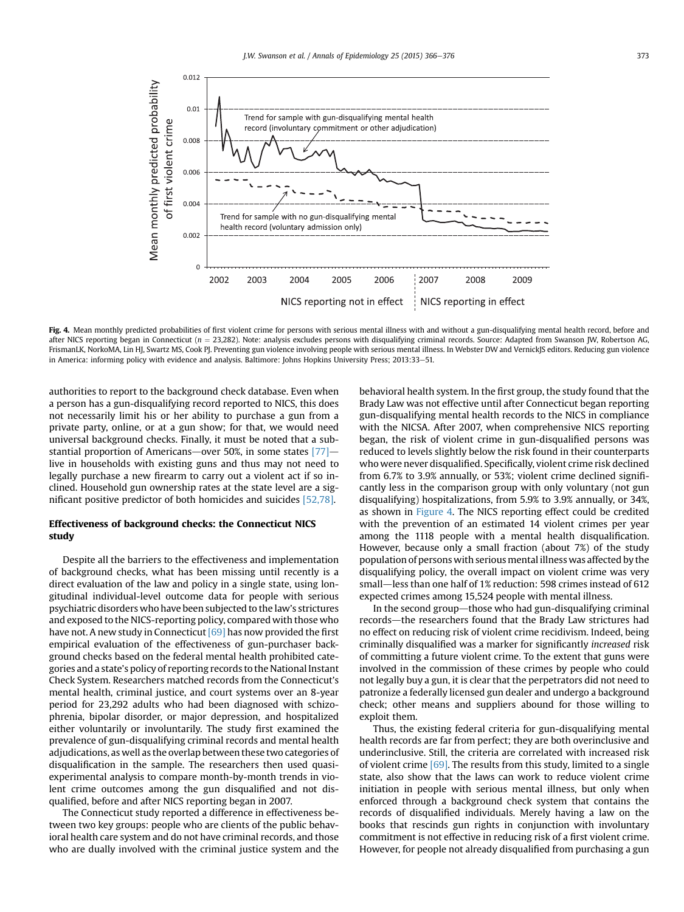**Fig. 4.** Mean monthly predicted probabilities of first violent crime for persons with serious mental illness with and without a gun-disqualifying mental health record, before and after NICS reporting began in Connecticut ($n = 23,282$). Note: analysis excludes persons with disqualifying criminal records. Source: Adapted from Swanson JW, Robertson AG, FrismanLK, NorkoMA, Lin HJ, Swartz MS, Cook PJ. Preventing gun violence involving people with serious mental illness. In Webster DW and VernickJS editors. Reducing gun violence in America: informing policy with evidence and analysis. Baltimore: Johns Hopkins University Press; 2013:33–51.

authorities to report to the background check database. Even when a person has a gun-disqualifying record reported to NICS, this does not necessarily limit his or her ability to purchase a gun from a private party, online, or at a gun show; for that, we would need universal background checks. Finally, it must be noted that a substantial proportion of Americans—over 50%, in some states [77]—live in households with existing guns and thus may not need to legally purchase a new firearm to carry out a violent act if so inclined. Household gun ownership rates at the state level are a significant positive predictor of both homicides and suicides [52,78].

## Effectiveness of background checks: the Connecticut NICS study

Despite all the barriers to the effectiveness and implementation of background checks, what has been missing until recently is a direct evaluation of the law and policy in a single state, using longitudinal individual-level outcome data for people with serious psychiatric disorders who have been subjected to the law's strictures and exposed to the NICS-reporting policy, compared with those who have not. A new study in Connecticut [69] has now provided the first empirical evaluation of the effectiveness of gun-purchaser background checks based on the federal mental health prohibited categories and a state's policy of reporting records to the National Instant Check System. Researchers matched records from the Connecticut's mental health, criminal justice, and court systems over an 8-year period for 23,292 adults who had been diagnosed with schizophrenia, bipolar disorder, or major depression, and hospitalized either voluntarily or involuntarily. The study first examined the prevalence of gun-disqualifying criminal records and mental health adjudications, as well as the overlap between these two categories of disqualification in the sample. The researchers then used quasi-experimental analysis to compare month-by-month trends in violent crime outcomes among the gun disqualified and not disqualified, before and after NICS reporting began in 2007.

The Connecticut study reported a difference in effectiveness between two key groups: people who are clients of the public behavioral health care system and do not have criminal records, and those who are dually involved with the criminal justice system and the behavioral health system. In the first group, the study found that the Brady Law was not effective until after Connecticut began reporting gun-disqualifying mental health records to the NICS in compliance with the NICSA. After 2007, when comprehensive NICS reporting began, the risk of violent crime in gun-disqualified persons was reduced to levels slightly below the risk found in their counterparts who were never disqualified. Specifically, violent crime risk declined from 6.7% to 3.9% annually, or 53%; violent crime declined significantly less in the comparison group with only voluntary (not gun disqualifying) hospitalizations, from 5.9% to 3.9% annually, or 34%, as shown in Figure 4. The NICS reporting effect could be credited with the prevention of an estimated 14 violent crimes per year among the 1118 people with a mental health disqualification. However, because only a small fraction (about 7%) of the study population of persons with serious mental illness was affected by the disqualifying policy, the overall impact on violent crime was very small—less than one half of 1% reduction: 598 crimes instead of 612 expected crimes among 15,524 people with mental illness.

In the second group—those who had gun-disqualifying criminal records—the researchers found that the Brady Law strictures had no effect on reducing risk of violent crime recidivism. Indeed, being criminally disqualified was a marker for significantly *increased* risk of committing a future violent crime. To the extent that guns were involved in the commission of these crimes by people who could not legally buy a gun, it is clear that the perpetrators did not need to patronize a federally licensed gun dealer and undergo a background check; other means and suppliers abound for those willing to exploit them.

Thus, the existing federal criteria for gun-disqualifying mental health records are far from perfect; they are both overinclusive and underinclusive. Still, the criteria are correlated with increased risk of violent crime [69]. The results from this study, limited to a single state, also show that the laws can work to reduce violent crime initiation in people with serious mental illness, but only when enforced through a background check system that contains the records of disqualified individuals. Merely having a law on the books that rescinds gun rights in conjunction with involuntary commitment is not effective in reducing risk of a first violent crime. However, for people not already disqualified from purchasing a gun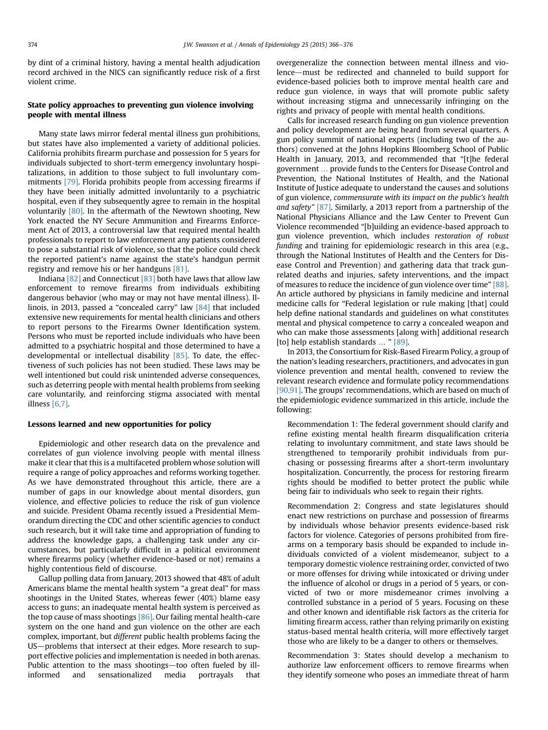by dint of a criminal history, having a mental health adjudication record archived in the NICS can significantly reduce risk of a first violent crime.

### State policy approaches to preventing gun violence involving people with mental illness

Many state laws mirror federal mental illness gun prohibitions, but states have also implemented a variety of additional policies. California prohibits firearm purchase and possession for 5 years for individuals subjected to short-term emergency involuntary hospitalizations, in addition to those subject to full involuntary commitments [79]. Florida prohibits people from accessing firearms if they have been initially admitted involuntarily to a psychiatric hospital, even if they subsequently agree to remain in the hospital voluntarily [80]. In the aftermath of the Newtown shooting, New York enacted the NY Secure Ammunition and Firearms Enforcement Act of 2013, a controversial law that required mental health professionals to report to law enforcement any patients considered to pose a substantial risk of violence, so that the police could check the reported patient's name against the state's handgun permit registry and remove his or her handguns [81].

Indiana [82] and Connecticut [83] both have laws that allow law enforcement to remove firearms from individuals exhibiting dangerous behavior (who may or may not have mental illness). Illinois, in 2013, passed a "concealed carry" law [84] that included extensive new requirements for mental health clinicians and others to report persons to the Firearms Owner Identification system. Persons who must be reported include individuals who have been admitted to a psychiatric hospital and those determined to have a developmental or intellectual disability [85]. To date, the effectiveness of such policies has not been studied. These laws may be well intentioned but could risk unintended adverse consequences, such as deterring people with mental health problems from seeking care voluntarily, and reinforcing stigma associated with mental illness [6,7].

### Lessons learned and new opportunities for policy

Epidemiologic and other research data on the prevalence and correlates of gun violence involving people with mental illness make it clear that this is a multifaceted problem whose solution will require a range of policy approaches and reforms working together. As we have demonstrated throughout this article, there are a number of gaps in our knowledge about mental disorders, gun violence, and effective policies to reduce the risk of gun violence and suicide. President Obama recently issued a Presidential Memorandum directing the CDC and other scientific agencies to conduct such research, but it will take time and appropriation of funding to address the knowledge gaps, a challenging task under any circumstances, but particularly difficult in a political environment where firearms policy (whether evidence-based or not) remains a highly contentious field of discourse.

Gallup polling data from January, 2013 showed that 48% of adult Americans blame the mental health system "a great deal" for mass shootings in the United States, whereas fewer (40%) blame easy access to guns; an inadequate mental health system is perceived as the top cause of mass shootings [86]. Our failing mental health-care system on the one hand and gun violence on the other are each complex, important, but *different* public health problems facing the US—problems that intersect at their edges. More research to support effective policies and implementation is needed in both arenas. Public attention to the mass shootings—too often fueled by ill-informed and sensationalized media portrayals that overgeneralize the connection between mental illness and violence—must be redirected and channeled to build support for evidence-based policies both to improve mental health care and reduce gun violence, in ways that will promote public safety without increasing stigma and unnecessarily infringing on the rights and privacy of people with mental health conditions.

Calls for increased research funding on gun violence prevention and policy development are being heard from several quarters. A gun policy summit of national experts (including two of the authors) convened at the Johns Hopkins Bloomberg School of Public Health in January, 2013, and recommended that "[t]he federal government … provide funds to the Centers for Disease Control and Prevention, the National Institutes of Health, and the National Institute of Justice adequate to understand the causes and solutions of gun violence, *commensurate with its impact on the public's health and safety*" [87]. Similarly, a 2013 report from a partnership of the National Physicians Alliance and the Law Center to Prevent Gun Violence recommended "[b]uilding an evidence-based approach to gun violence prevention, which includes *restoration of robust funding* and training for epidemiologic research in this area (e.g., through the National Institutes of Health and the Centers for Disease Control and Prevention) and gathering data that track gun-related deaths and injuries, safety interventions, and the impact of measures to reduce the incidence of gun violence over time" [88]. An article authored by physicians in family medicine and internal medicine calls for "Federal legislation or rule making [that] could help define national standards and guidelines on what constitutes mental and physical competence to carry a concealed weapon and who can make those assessments [along with] additional research [to] help establish standards … " [89].

In 2013, the Consortium for Risk-Based Firearm Policy, a group of the nation's leading researchers, practitioners, and advocates in gun violence prevention and mental health, convened to review the relevant research evidence and formulate policy recommendations [90,91]. The groups' recommendations, which are based on much of the epidemiologic evidence summarized in this article, include the following:

> Recommendation 1: The federal government should clarify and refine existing mental health firearm disqualification criteria relating to involuntary commitment, and state laws should be strengthened to temporarily prohibit individuals from purchasing or possessing firearms after a short-term involuntary hospitalization. Concurrently, the process for restoring firearm rights should be modified to better protect the public while being fair to individuals who seek to regain their rights.

> Recommendation 2: Congress and state legislatures should enact new restrictions on purchase and possession of firearms by individuals whose behavior presents evidence-based risk factors for violence. Categories of persons prohibited from firearms on a temporary basis should be expanded to include individuals convicted of a violent misdemeanor, subject to a temporary domestic violence restraining order, convicted of two or more offenses for driving while intoxicated or driving under the influence of alcohol or drugs in a period of 5 years, or convicted of two or more misdemeanor crimes involving a controlled substance in a period of 5 years. Focusing on these and other known and identifiable risk factors as the criteria for limiting firearm access, rather than relying primarily on existing status-based mental health criteria, will more effectively target those who are likely to be a danger to others or themselves.

> Recommendation 3: States should develop a mechanism to authorize law enforcement officers to remove firearms when they identify someone who poses an immediate threat of harm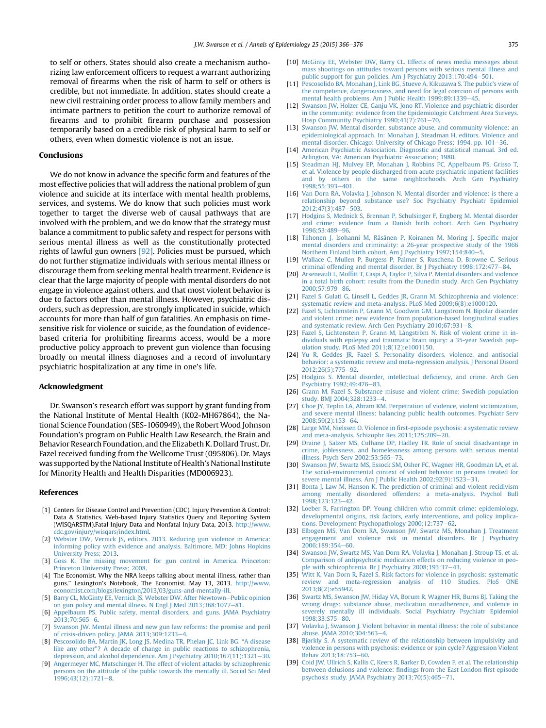to self or others. States should also create a mechanism authorizing law enforcement officers to request a warrant authorizing removal of firearms when the risk of harm to self or others is credible, but not immediate. In addition, states should create a new civil restraining order process to allow family members and intimate partners to petition the court to authorize removal of firearms and to prohibit firearm purchase and possession temporarily based on a credible risk of physical harm to self or others, even when domestic violence is not an issue.

## Conclusions

We do not know in advance the specific form and features of the most effective policies that will address the national problem of gun violence and suicide at its interface with mental health problems, services, and systems. We do know that such policies must work together to target the diverse web of causal pathways that are involved with the problem, and we do know that the strategy must balance a commitment to public safety and respect for persons with serious mental illness as well as the constitutionally protected rights of lawful gun owners [92]. Policies must be pursued, which do not further stigmatize individuals with serious mental illness or discourage them from seeking mental health treatment. Evidence is clear that the large majority of people with mental disorders do not engage in violence against others, and that most violent behavior is due to factors other than mental illness. However, psychiatric disorders, such as depression, are strongly implicated in suicide, which accounts for more than half of gun fatalities. An emphasis on time-sensitive risk for violence or suicide, as the foundation of evidence-based criteria for prohibiting firearms access, would be a more productive policy approach to prevent gun violence than focusing broadly on mental illness diagnoses and a record of involuntary psychiatric hospitalization at any time in one's life.

## Acknowledgment

Dr. Swanson's research effort was support by grant funding from the National Institute of Mental Health (K02-MH67864), the National Science Foundation (SES-1060949), the Robert Wood Johnson Foundation's program on Public Health Law Research, the Brain and Behavior Research Foundation, and the Elizabeth K. Dollard Trust. Dr. Fazel received funding from the Wellcome Trust (095806). Dr. Mays was supported by the National Institute of Health's National Institute for Minority Health and Health Disparities (MD006923).

## References

[1] Centers for Disease Control and Prevention (CDC). Injury Prevention & Control: Data & Statistics. Web-based Injury Statistics Query and Reporting System (WISQARSTM).Fatal Injury Data and Nonfatal Injury Data, 2013. http://www.cdc.gov/injury/wisqars/index.html.

[2] Webster DW, Vernick JS, editors. 2013. Reducing gun violence in America: informing policy with evidence and analysis. Baltimore, MD: Johns Hopkins University Press; 2013.

[3] Goss K. The missing movement for gun control in America. Princeton: Princeton University Press; 2008.

[4] The Economist. Why the NRA keeps talking about mental illness, rather than guns." Lexington's Notebook, The Economist. May 13, 2013. http://www.economist.com/blogs/lexington/2013/03/guns-and-mentally-ill.

[5] Barry CL, McGinty EE, Vernick JS, Webster DW. After Newtown—Public opinion on gun policy and mental illness. N Engl J Med 2013;368:1077–81.

[6] Appelbaum PS. Public safety, mental disorders, and guns. JAMA Psychiatry 2013;70:565–6.

[7] Swanson JW. Mental illness and new gun law reforms: the promise and peril of crisis-driven policy. JAMA 2013;309:1233–4.

[8] Pescosolido BA, Martin JK, Long JS, Medina TR, Phelan JC, Link BG. "A disease like any other"? A decade of change in public reactions to schizophrenia, depression, and alcohol dependence. Am J Psychiatry 2010;167(11):1321–30.

[9] Angermeyer MC, Matschinger H. The effect of violent attacks by schizophrenic persons on the attitude of the public towards the mentally ill. Social Sci Med 1996;43(12):1721–8.

[10] McGinty EE, Webster DW, Barry CL. Effects of news media messages about mass shootings on attitudes toward persons with serious mental illness and public support for gun policies. Am J Psychiatry 2013;170:494–501.

[11] Pescosolido BA, Monahan J, Link BG, Stueve A, Kikuzawa S. The public's view of the competence, dangerousness, and need for legal coercion of persons with mental health problems. Am J Public Health 1999;89:1339–45.

[12] Swanson JW, Holzer CE, Ganju VK, Jono RT. Violence and psychiatric disorder in the community: evidence from the Epidemiologic Catchment Area Surveys. Hosp Community Psychiatry 1990;41(7):761–70.

[13] Swanson JW. Mental disorder, substance abuse, and community violence: an epidemiological approach. In: Monahan J, Steadman H, editors. Violence and mental disorder. Chicago: University of Chicago Press; 1994. pp. 101–36.

[14] American Psychiatric Association. Diagnostic and statistical manual. 3rd ed. Arlington, VA: American Psychiatric Association; 1980.

[15] Steadman HJ, Mulvey EP, Monahan J, Robbins PC, Appelbaum PS, Grisso T, et al. Violence by people discharged from acute psychiatric inpatient facilities and by others in the same neighborhoods. Arch Gen Psychiatry 1998;55:393–401.

[16] Van Dorn RA, Volavka J, Johnson N. Mental disorder and violence: is there a relationship beyond substance use? Soc Psychiatry Psychiatr Epidemiol 2012;47(3):487–503.

[17] Hodgins S, Mednick S, Brennan P, Schulsinger F, Engberg M. Mental disorder and crime: evidence from a Danish birth cohort. Arch Gen Psychiatry 1996;53:489–96.

[18] Tiihonen J, Isohanni M, Räsänen P, Koiranen M, Moring J. Specific major mental disorders and criminality: a 26-year prospective study of the 1966 Northern Finland birth cohort. Am J Psychiatry 1997;154:840–5.

[19] Wallace C, Mullen P, Burgess P, Palmer S, Ruschena D, Browne C. Serious criminal offending and mental disorder. Br J Psychiatry 1998;172:477–84.

[20] Arseneault L, Moffitt T, Caspi A, Taylor P, Silva P. Mental disorders and violence in a total birth cohort: results from the Dunedin study. Arch Gen Psychiatry 2000;57:979–86.

[21] Fazel S, Gulati G, Linsell L, Geddes JR, Grann M. Schizophrenia and violence: systematic review and meta-analysis. PLoS Med 2009;6(8):e1000120.

[22] Fazel S, Lichtenstein P, Grann M, Goodwin GM, Langstrom N. Bipolar disorder and violent crime: new evidence from population-based longitudinal studies and systematic review. Arch Gen Psychiatry 2010;67:931–8.

[23] Fazel S, Lichtenstein P, Grann M, Långström N. Risk of violent crime in individuals with epilepsy and traumatic brain injury: a 35-year Swedish population study. PLoS Med 2011;8(12):e1001150.

[24] Yu R, Geddes JR, Fazel S. Personality disorders, violence, and antisocial behavior: a systematic review and meta-regression analysis. J Personal Disord 2012;26(5):775–92.

[25] Hodgins S. Mental disorder, intellectual deficiency, and crime. Arch Gen Psychiatry 1992;49:476–83.

[26] Grann M, Fazel S. Substance misuse and violent crime: Swedish population study. BMJ 2004;328:1233–4.

[27] Choe JY, Teplin LA, Abram KM. Perpetration of violence, violent victimization, and severe mental illness: balancing public health outcomes. Psychiatr Serv 2008;59(2):153–64.

[28] Large MM, Nielssen O. Violence in first-episode psychosis: a systematic review and meta-analysis. Schizophr Res 2011;125:209–20.

[29] Draine J, Salzer MS, Culhane DP, Hadley TR. Role of social disadvantage in crime, joblessness, and homelessness among persons with serious mental illness. Psych Serv 2002;53:565–73.

[30] Swanson JW, Swartz MS, Essock SM, Osher FC, Wagner HR, Goodman LA, et al. The social-environmental context of violent behavior in persons treated for severe mental illness. Am J Public Health 2002;92(9):1523–31.

[31] Bonta J, Law M, Hanson K. The prediction of criminal and violent recidivism among mentally disordered offenders: a meta-analysis. Psychol Bull 1998;123:123–42.

[32] Loeber R, Farrington DP. Young children who commit crime: epidemiology, developmental origins, risk factors, early interventions, and policy implications. Development Psychopathology 2000;12:737–62.

[33] Elbogen MS, Van Dorn RA, Swanson JW, Swartz MS, Monahan J. Treatment engagement and violence risk in mental disorders. Br J Psychiatry 2006;189:354–60.

[34] Swanson JW, Swartz MS, Van Dorn RA, Volavka J, Monahan J, Stroup TS, et al. Comparison of antipsychotic medication effects on reducing violence in people with schizophrenia. Br J Psychiatry 2008;193:37–43.

[35] Witt K, Van Dorn R, Fazel S. Risk factors for violence in psychosis: systematic review and meta-regression analysis of 110 Studies. PloS ONE 2013;8(2):e55942.

[36] Swartz MS, Swanson JW, Hiday VA, Borum R, Wagner HR, Burns BJ. Taking the wrong drugs: substance abuse, medication nonadherence, and violence in severely mentally ill individuals. Social Psychiatry Psychiatr Epidemiol 1998;33:S75–80.

[37] Volavka J, Swanson J. Violent behavior in mental illness: the role of substance abuse. JAMA 2010;304:563–4.

[38] Bjørkly S. A systematic review of the relationship between impulsivity and violence in persons with psychosis: evidence or spin cycle? Aggression Violent Behav 2013;18:753–60.

[39] Coid JW, Ullrich S, Kallis C, Keers R, Barker D, Cowden F, et al. The relationship between delusions and violence: findings from the East London first episode psychosis study. JAMA Psychiatry 2013;70(5):465–71.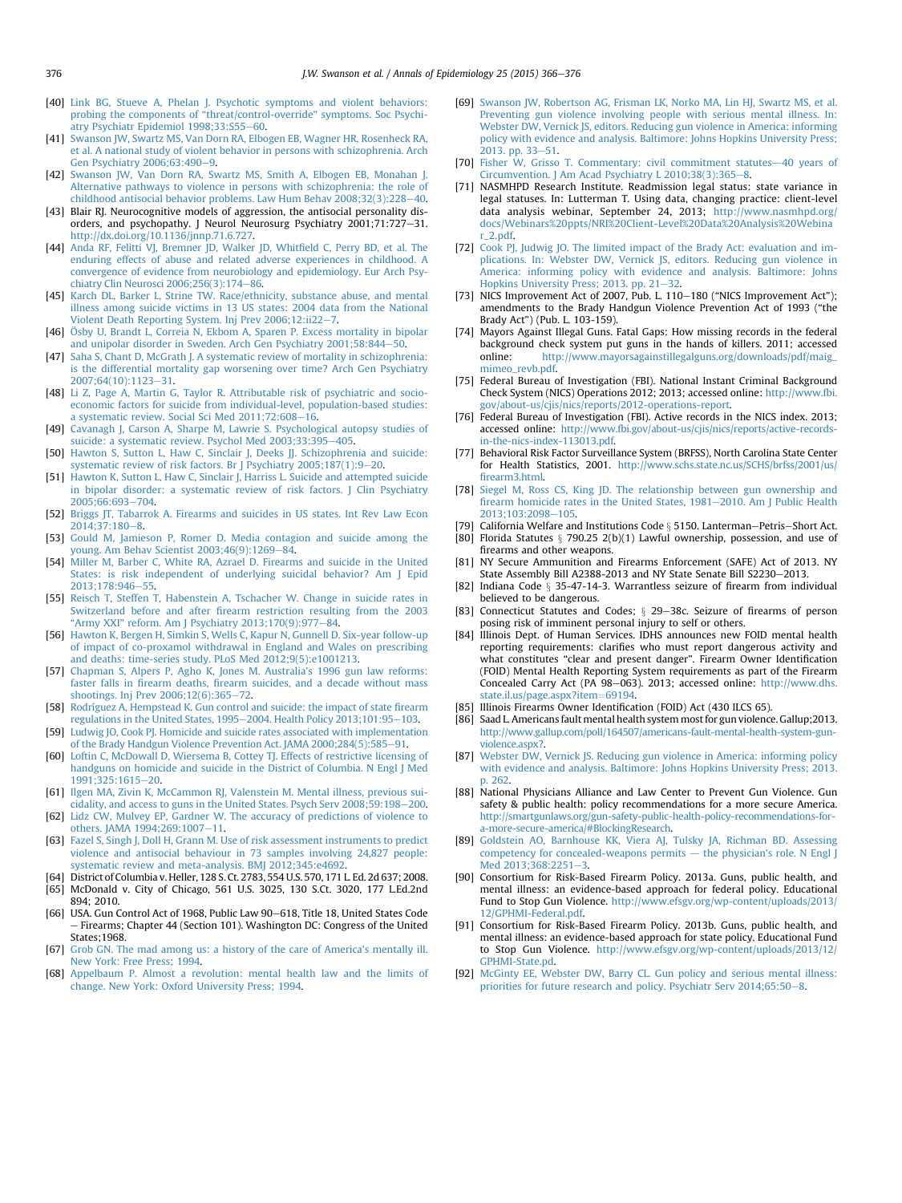[40] Link BG, Stueve A, Phelan J. Psychotic symptoms and violent behaviors: probing the components of "threat/control-override" symptoms. Soc Psychiatry Psychiatr Epidemiol 1998;33:S55–60.

[41] Swanson JW, Swartz MS, Van Dorn RA, Elbogen EB, Wagner HR, Rosenheck RA, et al. A national study of violent behavior in persons with schizophrenia. Arch Gen Psychiatry 2006;63:490–9.

[42] Swanson JW, Van Dorn RA, Swartz MS, Smith A, Elbogen EB, Monahan J. Alternative pathways to violence in persons with schizophrenia: the role of childhood antisocial behavior problems. Law Hum Behav 2008;32(3):228–40.

[43] Blair RJ. Neurocognitive models of aggression, the antisocial personality disorders, and psychopathy. J Neurol Neurosurg Psychiatry 2001;71:727–31. http://dx.doi.org/10.1136/jnnp.71.6.727.

[44] Anda RF, Felitti VJ, Bremner JD, Walker JD, Whitfield C, Perry BD, et al. The enduring effects of abuse and related adverse experiences in childhood. A convergence of evidence from neurobiology and epidemiology. Eur Arch Psychiatry Clin Neurosci 2006;256(3):174–86.

[45] Karch DL, Barker L, Strine TW. Race/ethnicity, substance abuse, and mental illness among suicide victims in 13 US states: 2004 data from the National Violent Death Reporting System. Inj Prev 2006;12:ii22–7.

[46] Ösby U, Brandt L, Correia N, Ekbom A, Sparen P. Excess mortality in bipolar and unipolar disorder in Sweden. Arch Gen Psychiatry 2001;58:844–50.

[47] Saha S, Chant D, McGrath J. A systematic review of mortality in schizophrenia: is the differential mortality gap worsening over time? Arch Gen Psychiatry 2007;64(10):1123–31.

[48] Li Z, Page A, Martin G, Taylor R. Attributable risk of psychiatric and socio-economic factors for suicide from individual-level, population-based studies: a systematic review. Social Sci Med 2011;72:608–16.

[49] Cavanagh J, Carson A, Sharpe M, Lawrie S. Psychological autopsy studies of suicide: a systematic review. Psychol Med 2003;33:395–405.

[50] Hawton S, Sutton L, Haw C, Sinclair J, Deeks JJ. Schizophrenia and suicide: systematic review of risk factors. Br J Psychiatry 2005;187(1):9–20.

[51] Hawton K, Sutton L, Haw C, Sinclair J, Harriss L. Suicide and attempted suicide in bipolar disorder: a systematic review of risk factors. J Clin Psychiatry 2005;66:693–704.

[52] Briggs JT, Tabarrok A. Firearms and suicides in US states. Int Rev Law Econ 2014;37:180–8.

[53] Gould M, Jamieson P, Romer D. Media contagion and suicide among the young. Am Behav Scientist 2003;46(9):1269–84.

[54] Miller M, Barber C, White RA, Azrael D. Firearms and suicide in the United States: is risk independent of underlying suicidal behavior? Am J Epid 2013;178:946–55.

[55] Reisch T, Steffen T, Habenstein A, Tschacher W. Change in suicide rates in Switzerland before and after firearm restriction resulting from the 2003 "Army XXI" reform. Am J Psychiatry 2013;170(9):977–84.

[56] Hawton K, Bergen H, Simkin S, Wells C, Kapur N, Gunnell D. Six-year follow-up of impact of co-proxamol withdrawal in England and Wales on prescribing and deaths: time-series study. PLoS Med 2012;9(5):e1001213.

[57] Chapman S, Alpers P, Agho K, Jones M. Australia's 1996 gun law reforms: faster falls in firearm deaths, firearm suicides, and a decade without mass shootings. Inj Prev 2006;12(6):365–72.

[58] Rodríguez A, Hempstead K. Gun control and suicide: the impact of state firearm regulations in the United States, 1995–2004. Health Policy 2013;101:95–103.

[59] Ludwig JO, Cook PJ. Homicide and suicide rates associated with implementation of the Brady Handgun Violence Prevention Act. JAMA 2000;284(5):585–91.

[60] Loftin C, McDowall D, Wiersema B, Cottey TJ. Effects of restrictive licensing of handguns on homicide and suicide in the District of Columbia. N Engl J Med 1991;325:1615–20.

[61] Ilgen MA, Zivin K, McCammon RJ, Valenstein M. Mental illness, previous suicidality, and access to guns in the United States. Psych Serv 2008;59:198–200.

[62] Lidz CW, Mulvey EP, Gardner W. The accuracy of predictions of violence to others. JAMA 1994;269:1007–11.

[63] Fazel S, Singh J, Doll H, Grann M. Use of risk assessment instruments to predict violence and antisocial behaviour in 73 samples involving 24,827 people: systematic review and meta-analysis. BMJ 2012;345:e4692.

[64] District of Columbia v. Heller, 128 S. Ct. 2783, 554 U.S. 570, 171 L. Ed. 2d 637; 2008.

[65] McDonald v. City of Chicago, 561 U.S. 3025, 130 S.Ct. 3020, 177 L.Ed.2nd 894; 2010.

[66] USA. Gun Control Act of 1968, Public Law 90–618, Title 18, United States Code – Firearms; Chapter 44 (Section 101). Washington DC: Congress of the United States;1968.

[67] Grob GN. The mad among us: a history of the care of America's mentally ill. New York: Free Press; 1994.

[68] Appelbaum P. Almost a revolution: mental health law and the limits of change. New York: Oxford University Press; 1994.

[69] Swanson JW, Robertson AG, Frisman LK, Norko MA, Lin HJ, Swartz MS, et al. Preventing gun violence involving people with serious mental illness. In: Webster DW, Vernick JS, editors. Reducing gun violence in America: informing policy with evidence and analysis. Baltimore: Johns Hopkins University Press; 2013. pp. 33–51.

[70] Fisher W, Grisso T. Commentary: civil commitment statutes—40 years of Circumvention. J Am Acad Psychiatry L 2010;38(3):365–8.

[71] NASMHPD Research Institute. Readmission legal status: state variance in legal statuses. In: Lutterman T. Using data, changing practice: client-level data analysis webinar, September 24, 2013; http://www.nasmhpd.org/docs/Webinars%20ppts/NRI%20Client-Level%20Data%20Analysis%20Webinar_2.pdf.

[72] Cook PJ, Ludwig JO. The limited impact of the Brady Act: evaluation and implications. In: Webster DW, Vernick JS, editors. Reducing gun violence in America: informing policy with evidence and analysis. Baltimore: Johns Hopkins University Press; 2013. pp. 21–32.

[73] NICS Improvement Act of 2007, Pub. L. 110–180 ("NICS Improvement Act"); amendments to the Brady Handgun Violence Prevention Act of 1993 ("the Brady Act") (Pub. L. 103-159).

[74] Mayors Against Illegal Guns. Fatal Gaps: How missing records in the federal background check system put guns in the hands of killers. 2011; accessed online: http://www.mayorsagainstillegalguns.org/downloads/pdf/maig_mimeo_revb.pdf.

[75] Federal Bureau of Investigation (FBI). National Instant Criminal Background Check System (NICS) Operations 2012; 2013; accessed online: http://www.fbi.gov/about-us/cjis/nics/reports/2012-operations-report.

[76] Federal Bureau of Investigation (FBI). Active records in the NICS index. 2013; accessed online: http://www.fbi.gov/about-us/cjis/nics/reports/active-records-in-the-nics-index-113013.pdf.

[77] Behavioral Risk Factor Surveillance System (BRFSS), North Carolina State Center for Health Statistics, 2001. http://www.schs.state.nc.us/SCHS/brfss/2001/us/firearm3.html.

[78] Siegel M, Ross CS, King JD. The relationship between gun ownership and firearm homicide rates in the United States, 1981–2010. Am J Public Health 2013;103:2098–105.

[79] California Welfare and Institutions Code § 5150. Lanterman–Petris–Short Act.

[80] Florida Statutes § 790.25 2(b)(1) Lawful ownership, possession, and use of firearms and other weapons.

[81] NY Secure Ammunition and Firearms Enforcement (SAFE) Act of 2013. NY State Assembly Bill A2388-2013 and NY State Senate Bill S2230–2013.

[82] Indiana Code § 35-47-14-3. Warrantless seizure of firearm from individual believed to be dangerous.

[83] Connecticut Statutes and Codes; § 29–38c. Seizure of firearms of person posing risk of imminent personal injury to self or others.

[84] Illinois Dept. of Human Services. IDHS announces new FOID mental health reporting requirements: clarifies who must report dangerous activity and what constitutes "clear and present danger". Firearm Owner Identification (FOID) Mental Health Reporting System requirements as part of the Firearm Concealed Carry Act (PA 98–063). 2013; accessed online: http://www.dhs.state.il.us/page.aspx?item=69194.

[85] Illinois Firearms Owner Identification (FOID) Act (430 ILCS 65).

[86] Saad L. Americans fault mental health system most for gun violence. Gallup;2013. http://www.gallup.com/poll/164507/americans-fault-mental-health-system-gun-violence.aspx?.

[87] Webster DW, Vernick JS. Reducing gun violence in America: informing policy with evidence and analysis. Baltimore: Johns Hopkins University Press; 2013. p. 262.

[88] National Physicians Alliance and Law Center to Prevent Gun Violence. Gun safety & public health: policy recommendations for a more secure America. http://smartgunlaws.org/gun-safety-public-health-policy-recommendations-for-a-more-secure-america/#BlockingResearch.

[89] Goldstein AO, Barnhouse KK, Viera AJ, Tulsky JA, Richman BD. Assessing competency for concealed-weapons permits — the physician's role. N Engl J Med 2013;368:2251–3.

[90] Consortium for Risk-Based Firearm Policy. 2013a. Guns, public health, and mental illness: an evidence-based approach for federal policy. Educational Fund to Stop Gun Violence. http://www.efsgv.org/wp-content/uploads/2013/12/GPHMI-Federal.pdf.

[91] Consortium for Risk-Based Firearm Policy. 2013b. Guns, public health, and mental illness: an evidence-based approach for state policy. Educational Fund to Stop Gun Violence. http://www.efsgv.org/wp-content/uploads/2013/12/GPHMI-State.pd.

[92] McGinty EE, Webster DW, Barry CL. Gun policy and serious mental illness: priorities for future research and policy. Psychiatr Serv 2014;65:50–8.